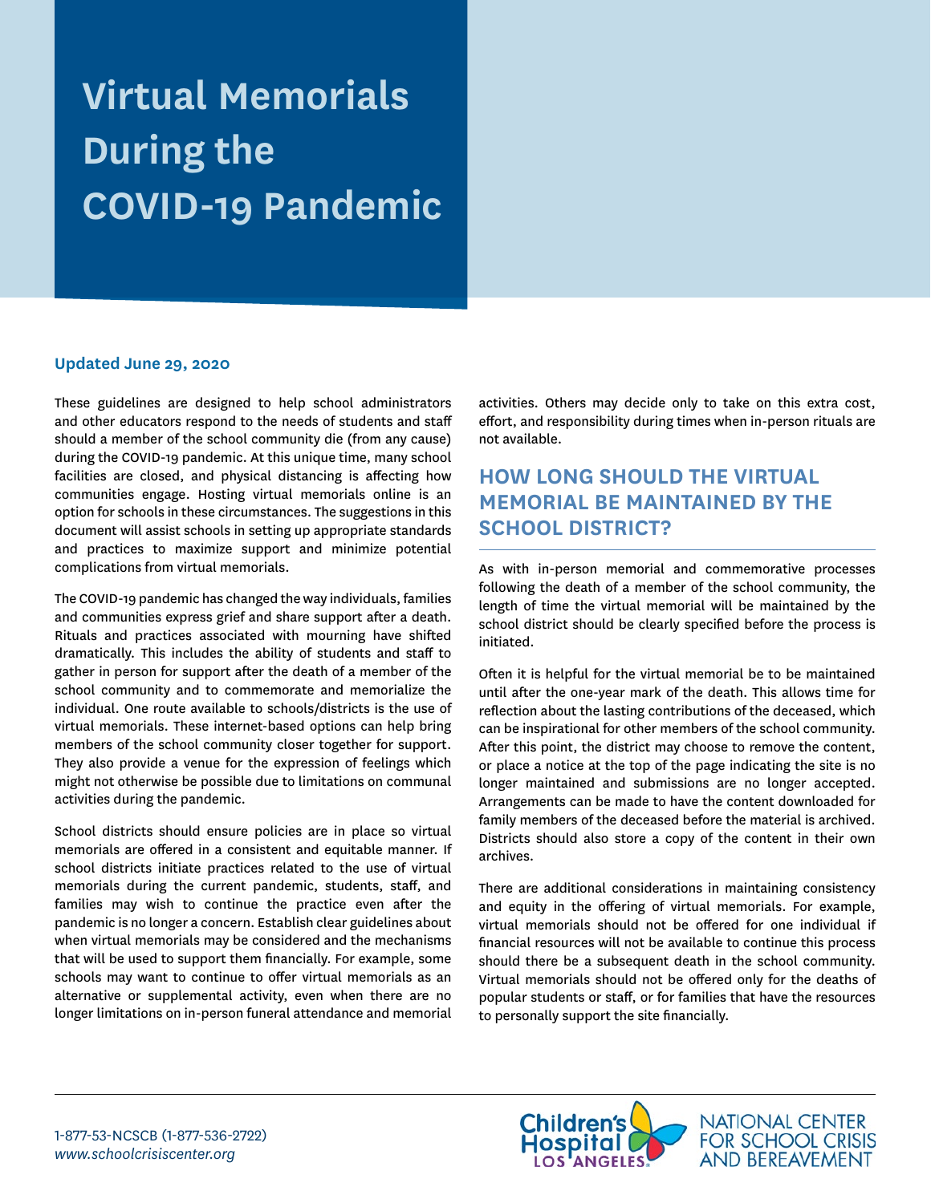# Virtual Memorials During the COVID-19 Pandemic

**Updated June 29, 2020**

These guidelines are designed to help school administrators and other educators respond to the needs of students and staff should a member of the school community die (from any cause) during the COVID-19 pandemic. At this unique time, many school facilities are closed, and physical distancing is affecting how communities engage. Hosting virtual memorials online is an option for schools in these circumstances. The suggestions in this document will assist schools in setting up appropriate standards and practices to maximize support and minimize potential complications from virtual memorials.

The COVID-19 pandemic has changed the way individuals, families and communities express grief and share support after a death. Rituals and practices associated with mourning have shifted dramatically. This includes the ability of students and staff to gather in person for support after the death of a member of the school community and to commemorate and memorialize the individual. One route available to schools/districts is the use of virtual memorials. These internet-based options can help bring members of the school community closer together for support. They also provide a venue for the expression of feelings which might not otherwise be possible due to limitations on communal activities during the pandemic.

School districts should ensure policies are in place so virtual memorials are offered in a consistent and equitable manner. If school districts initiate practices related to the use of virtual memorials during the current pandemic, students, staff, and families may wish to continue the practice even after the pandemic is no longer a concern. Establish clear guidelines about when virtual memorials may be considered and the mechanisms that will be used to support them financially. For example, some schools may want to continue to offer virtual memorials as an alternative or supplemental activity, even when there are no longer limitations on in-person funeral attendance and memorial activities. Others may decide only to take on this extra cost, effort, and responsibility during times when in-person rituals are not available.

## HOW LONG SHOULD THE VIRTUAL MEMORIAL BE MAINTAINED BY THE SCHOOL DISTRICT?

As with in-person memorial and commemorative processes following the death of a member of the school community, the length of time the virtual memorial will be maintained by the school district should be clearly specified before the process is initiated.

Often it is helpful for the virtual memorial be to be maintained until after the one-year mark of the death. This allows time for reflection about the lasting contributions of the deceased, which can be inspirational for other members of the school community. After this point, the district may choose to remove the content, or place a notice at the top of the page indicating the site is no longer maintained and submissions are no longer accepted. Arrangements can be made to have the content downloaded for family members of the deceased before the material is archived. Districts should also store a copy of the content in their own archives.

There are additional considerations in maintaining consistency and equity in the offering of virtual memorials. For example, virtual memorials should not be offered for one individual if financial resources will not be available to continue this process should there be a subsequent death in the school community. Virtual memorials should not be offered only for the deaths of popular students or staff, or for families that have the resources to personally support the site financially.

1-877-53-NCSCB (1-877-536-2722)
*www.schoolcrisiscenter.org*

Children's Hospital Los Angeles — National Center for School Crisis and Bereavement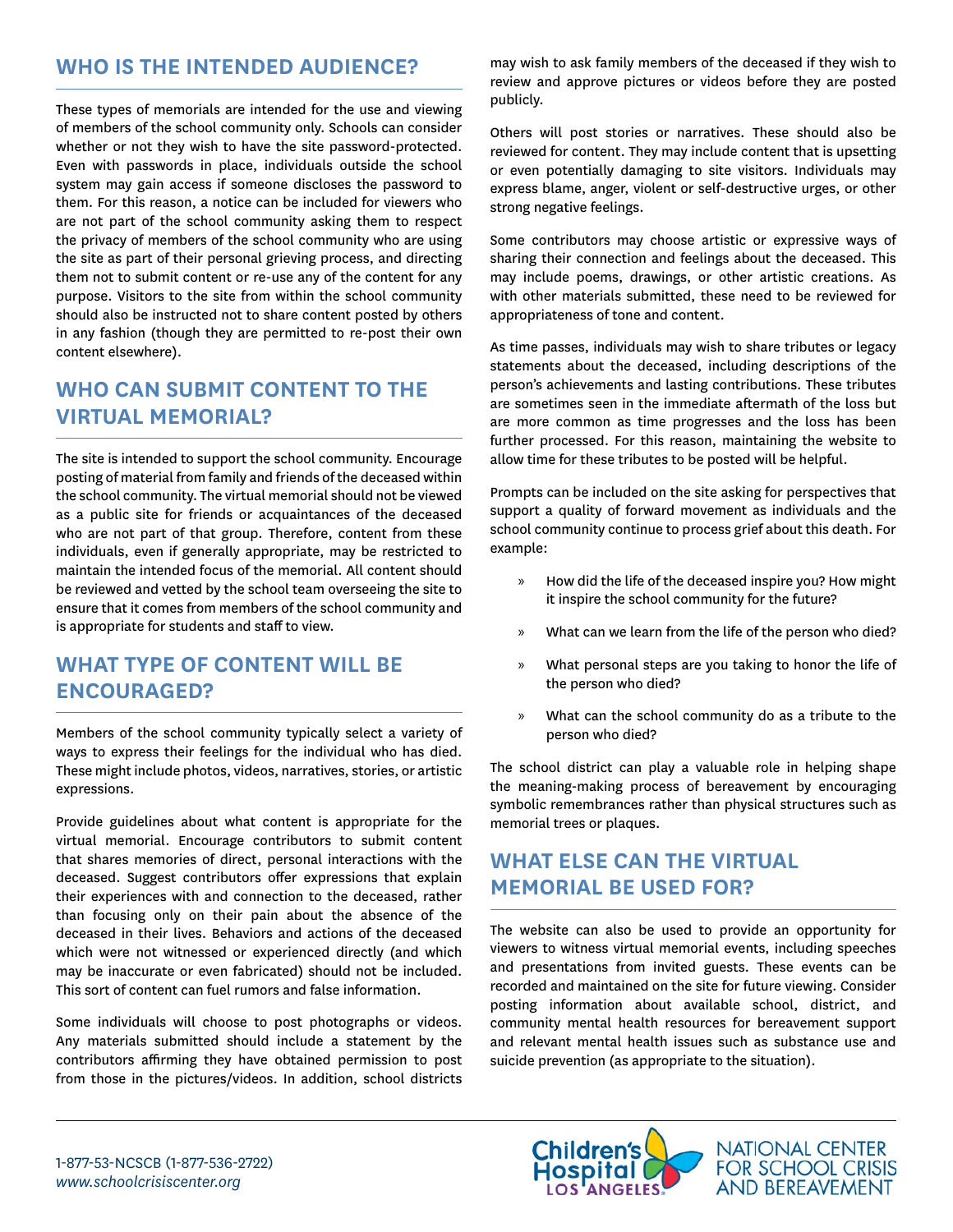## WHO IS THE INTENDED AUDIENCE?

These types of memorials are intended for the use and viewing of members of the school community only. Schools can consider whether or not they wish to have the site password-protected. Even with passwords in place, individuals outside the school system may gain access if someone discloses the password to them. For this reason, a notice can be included for viewers who are not part of the school community asking them to respect the privacy of members of the school community who are using the site as part of their personal grieving process, and directing them not to submit content or re-use any of the content for any purpose. Visitors to the site from within the school community should also be instructed not to share content posted by others in any fashion (though they are permitted to re-post their own content elsewhere).

## WHO CAN SUBMIT CONTENT TO THE VIRTUAL MEMORIAL?

The site is intended to support the school community. Encourage posting of material from family and friends of the deceased within the school community. The virtual memorial should not be viewed as a public site for friends or acquaintances of the deceased who are not part of that group. Therefore, content from these individuals, even if generally appropriate, may be restricted to maintain the intended focus of the memorial. All content should be reviewed and vetted by the school team overseeing the site to ensure that it comes from members of the school community and is appropriate for students and staff to view.

## WHAT TYPE OF CONTENT WILL BE ENCOURAGED?

Members of the school community typically select a variety of ways to express their feelings for the individual who has died. These might include photos, videos, narratives, stories, or artistic expressions.

Provide guidelines about what content is appropriate for the virtual memorial. Encourage contributors to submit content that shares memories of direct, personal interactions with the deceased. Suggest contributors offer expressions that explain their experiences with and connection to the deceased, rather than focusing only on their pain about the absence of the deceased in their lives. Behaviors and actions of the deceased which were not witnessed or experienced directly (and which may be inaccurate or even fabricated) should not be included. This sort of content can fuel rumors and false information.

Some individuals will choose to post photographs or videos. Any materials submitted should include a statement by the contributors affirming they have obtained permission to post from those in the pictures/videos. In addition, school districts may wish to ask family members of the deceased if they wish to review and approve pictures or videos before they are posted publicly.

Others will post stories or narratives. These should also be reviewed for content. They may include content that is upsetting or even potentially damaging to site visitors. Individuals may express blame, anger, violent or self-destructive urges, or other strong negative feelings.

Some contributors may choose artistic or expressive ways of sharing their connection and feelings about the deceased. This may include poems, drawings, or other artistic creations. As with other materials submitted, these need to be reviewed for appropriateness of tone and content.

As time passes, individuals may wish to share tributes or legacy statements about the deceased, including descriptions of the person's achievements and lasting contributions. These tributes are sometimes seen in the immediate aftermath of the loss but are more common as time progresses and the loss has been further processed. For this reason, maintaining the website to allow time for these tributes to be posted will be helpful.

Prompts can be included on the site asking for perspectives that support a quality of forward movement as individuals and the school community continue to process grief about this death. For example:

- How did the life of the deceased inspire you? How might it inspire the school community for the future?
- What can we learn from the life of the person who died?
- What personal steps are you taking to honor the life of the person who died?
- What can the school community do as a tribute to the person who died?

The school district can play a valuable role in helping shape the meaning-making process of bereavement by encouraging symbolic remembrances rather than physical structures such as memorial trees or plaques.

## WHAT ELSE CAN THE VIRTUAL MEMORIAL BE USED FOR?

The website can also be used to provide an opportunity for viewers to witness virtual memorial events, including speeches and presentations from invited guests. These events can be recorded and maintained on the site for future viewing. Consider posting information about available school, district, and community mental health resources for bereavement support and relevant mental health issues such as substance use and suicide prevention (as appropriate to the situation).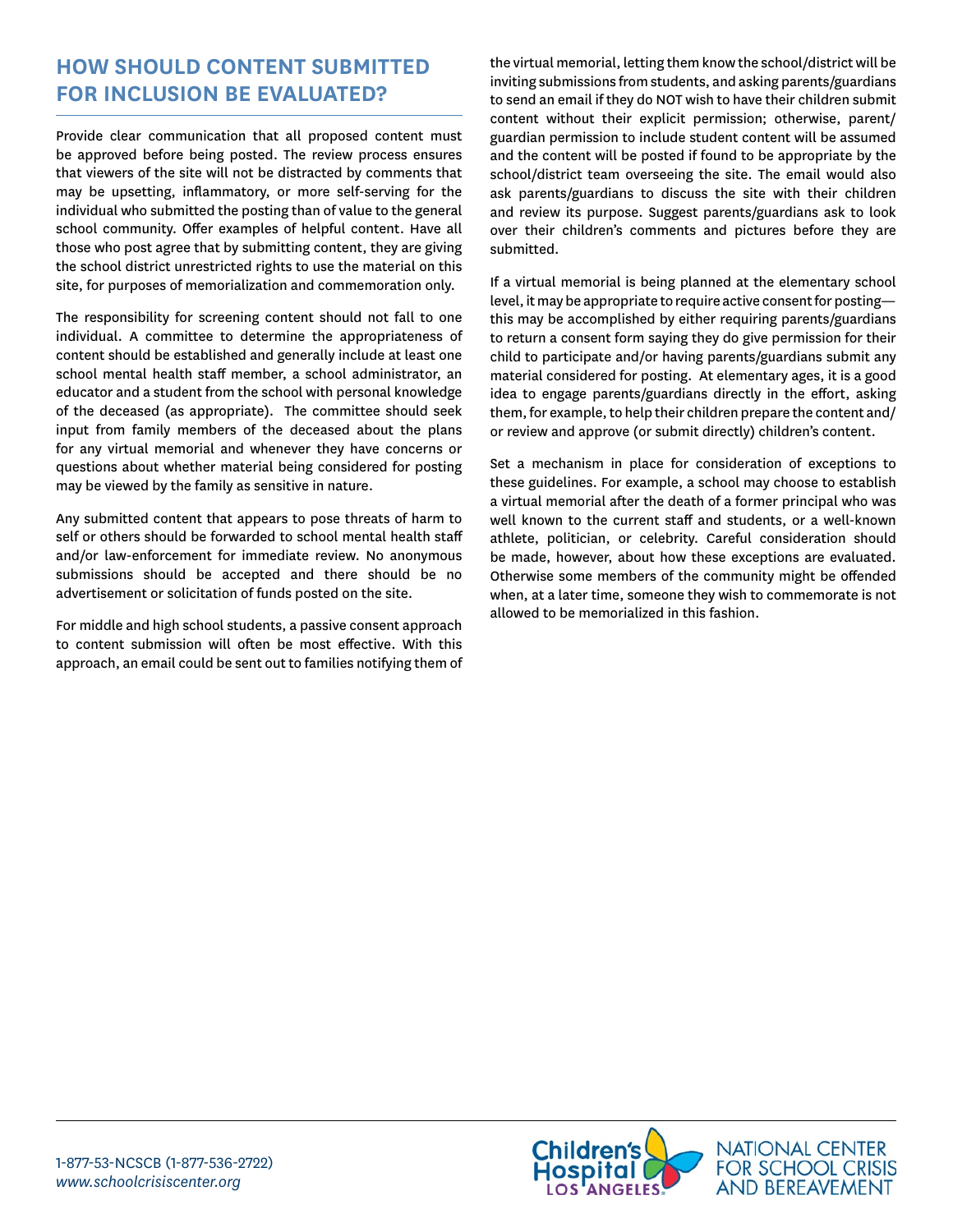## HOW SHOULD CONTENT SUBMITTED FOR INCLUSION BE EVALUATED?

Provide clear communication that all proposed content must be approved before being posted. The review process ensures that viewers of the site will not be distracted by comments that may be upsetting, inflammatory, or more self-serving for the individual who submitted the posting than of value to the general school community. Offer examples of helpful content. Have all those who post agree that by submitting content, they are giving the school district unrestricted rights to use the material on this site, for purposes of memorialization and commemoration only.

The responsibility for screening content should not fall to one individual. A committee to determine the appropriateness of content should be established and generally include at least one school mental health staff member, a school administrator, an educator and a student from the school with personal knowledge of the deceased (as appropriate). The committee should seek input from family members of the deceased about the plans for any virtual memorial and whenever they have concerns or questions about whether material being considered for posting may be viewed by the family as sensitive in nature.

Any submitted content that appears to pose threats of harm to self or others should be forwarded to school mental health staff and/or law-enforcement for immediate review. No anonymous submissions should be accepted and there should be no advertisement or solicitation of funds posted on the site.

For middle and high school students, a passive consent approach to content submission will often be most effective. With this approach, an email could be sent out to families notifying them of the virtual memorial, letting them know the school/district will be inviting submissions from students, and asking parents/guardians to send an email if they do NOT wish to have their children submit content without their explicit permission; otherwise, parent/guardian permission to include student content will be assumed and the content will be posted if found to be appropriate by the school/district team overseeing the site. The email would also ask parents/guardians to discuss the site with their children and review its purpose. Suggest parents/guardians ask to look over their children's comments and pictures before they are submitted.

If a virtual memorial is being planned at the elementary school level, it may be appropriate to require active consent for posting—this may be accomplished by either requiring parents/guardians to return a consent form saying they do give permission for their child to participate and/or having parents/guardians submit any material considered for posting. At elementary ages, it is a good idea to engage parents/guardians directly in the effort, asking them, for example, to help their children prepare the content and/or review and approve (or submit directly) children's content.

Set a mechanism in place for consideration of exceptions to these guidelines. For example, a school may choose to establish a virtual memorial after the death of a former principal who was well known to the current staff and students, or a well-known athlete, politician, or celebrity. Careful consideration should be made, however, about how these exceptions are evaluated. Otherwise some members of the community might be offended when, at a later time, someone they wish to commemorate is not allowed to be memorialized in this fashion.

1-877-53-NCSCB (1-877-536-2722)
*www.schoolcrisiscenter.org*

Children's Hospital Los Angeles
NATIONAL CENTER FOR SCHOOL CRISIS AND BEREAVEMENT